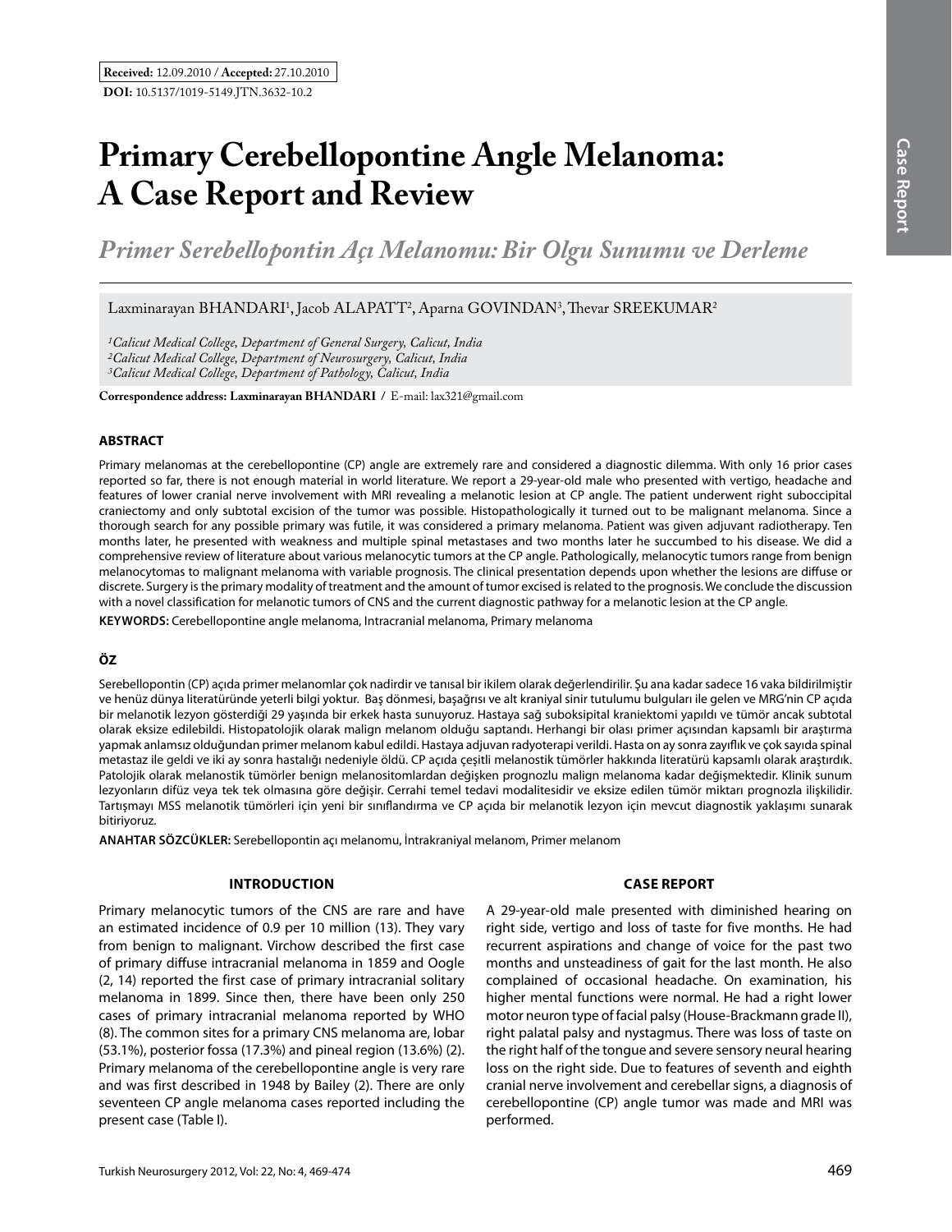**Received:** 12.09.2010 / **Accepted:** 27.10.2010

**DOI:** 10.5137/1019-5149.JTN.3632-10.2

# Primary Cerebellopontine Angle Melanoma: A Case Report and Review

## *Primer Serebellopontin Açı Melanomu: Bir Olgu Sunumu ve Derleme*

Laxminarayan BHANDARI[1], Jacob ALAPATT[2], Aparna GOVINDAN[3], Thevar SREEKUMAR[2]

*[1]Calicut Medical College, Department of General Surgery, Calicut, India*
*[2]Calicut Medical College, Department of Neurosurgery, Calicut, India*
*[3]Calicut Medical College, Department of Pathology, Calicut, India*

**Correspondence address: Laxminarayan BHANDARI** / E-mail: lax321@gmail.com

### ABSTRACT

Primary melanomas at the cerebellopontine (CP) angle are extremely rare and considered a diagnostic dilemma. With only 16 prior cases reported so far, there is not enough material in world literature. We report a 29-year-old male who presented with vertigo, headache and features of lower cranial nerve involvement with MRI revealing a melanotic lesion at CP angle. The patient underwent right suboccipital craniectomy and only subtotal excision of the tumor was possible. Histopathologically it turned out to be malignant melanoma. Since a thorough search for any possible primary was futile, it was considered a primary melanoma. Patient was given adjuvant radiotherapy. Ten months later, he presented with weakness and multiple spinal metastases and two months later he succumbed to his disease. We did a comprehensive review of literature about various melanocytic tumors at the CP angle. Pathologically, melanocytic tumors range from benign melanocytomas to malignant melanoma with variable prognosis. The clinical presentation depends upon whether the lesions are diffuse or discrete. Surgery is the primary modality of treatment and the amount of tumor excised is related to the prognosis. We conclude the discussion with a novel classification for melanotic tumors of CNS and the current diagnostic pathway for a melanotic lesion at the CP angle.

**KEYWORDS:** Cerebellopontine angle melanoma, Intracranial melanoma, Primary melanoma

### ÖZ

Serebellopontin (CP) açıda primer melanomlar çok nadirdir ve tanısal bir ikilem olarak değerlendirilir. Şu ana kadar sadece 16 vaka bildirilmiştir ve henüz dünya literatüründe yeterli bilgi yoktur. Baş dönmesi, başağrısı ve alt kraniyal sinir tutulumu bulguları ile gelen ve MRG'nin CP açıda bir melanotik lezyon gösterdiği 29 yaşında bir erkek hasta sunuyoruz. Hastaya sağ suboksipital kraniektomi yapıldı ve tümör ancak subtotal olarak eksize edilebildi. Histopatolojik olarak malign melanom olduğu saptandı. Herhangi bir olası primer açısından kapsamlı bir araştırma yapmak anlamsız olduğundan primer melanom kabul edildi. Hastaya adjuvan radyoterapi verildi. Hasta on ay sonra zayıflık ve çok sayıda spinal metastaz ile geldi ve iki ay sonra hastalığı nedeniyle öldü. CP açıda çeşitli melanostik tümörler hakkında literatürü kapsamlı olarak araştırdık. Patolojik olarak melanostik tümörler benign melanositomlardan değişken prognozlu malign melanoma kadar değişmektedir. Klinik sunum lezyonların difüz veya tek tek olmasına göre değişir. Cerrahi temel tedavi modalitesidir ve eksize edilen tümör miktarı prognozla ilişkilidir. Tartışmayı MSS melanotik tümörleri için yeni bir sınıflandırma ve CP açıda bir melanotik lezyon için mevcut diagnostik yaklaşımı sunarak bitiriyoruz.

**ANAHTAR SÖZCÜKLER:** Serebellopontin açı melanomu, İntrakraniyal melanom, Primer melanom

### INTRODUCTION

Primary melanocytic tumors of the CNS are rare and have an estimated incidence of 0.9 per 10 million (13). They vary from benign to malignant. Virchow described the first case of primary diffuse intracranial melanoma in 1859 and Oogle (2, 14) reported the first case of primary intracranial solitary melanoma in 1899. Since then, there have been only 250 cases of primary intracranial melanoma reported by WHO (8). The common sites for a primary CNS melanoma are, lobar (53.1%), posterior fossa (17.3%) and pineal region (13.6%) (2). Primary melanoma of the cerebellopontine angle is very rare and was first described in 1948 by Bailey (2). There are only seventeen CP angle melanoma cases reported including the present case (Table I).

### CASE REPORT

A 29-year-old male presented with diminished hearing on right side, vertigo and loss of taste for five months. He had recurrent aspirations and change of voice for the past two months and unsteadiness of gait for the last month. He also complained of occasional headache. On examination, his higher mental functions were normal. He had a right lower motor neuron type of facial palsy (House-Brackmann grade II), right palatal palsy and nystagmus. There was loss of taste on the right half of the tongue and severe sensory neural hearing loss on the right side. Due to features of seventh and eighth cranial nerve involvement and cerebellar signs, a diagnosis of cerebellopontine (CP) angle tumor was made and MRI was performed.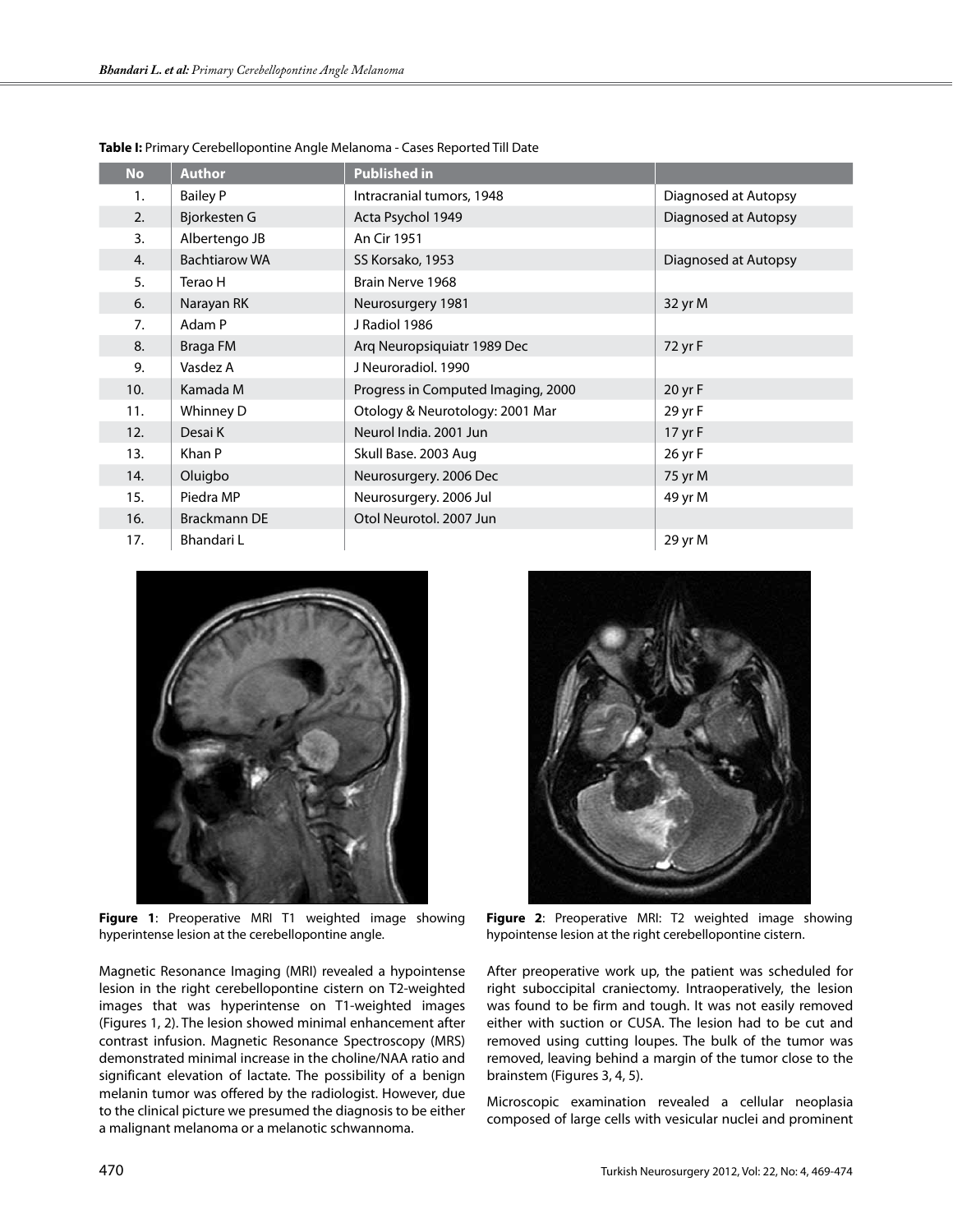**Table I:** Primary Cerebellopontine Angle Melanoma - Cases Reported Till Date

| No | Author | Published in | |
|---|---|---|---|
| 1. | Bailey P | Intracranial tumors, 1948 | Diagnosed at Autopsy |
| 2. | Bjorkesten G | Acta Psychol 1949 | Diagnosed at Autopsy |
| 3. | Albertengo JB | An Cir 1951 | |
| 4. | Bachtiarow WA | SS Korsako, 1953 | Diagnosed at Autopsy |
| 5. | Terao H | Brain Nerve 1968 | |
| 6. | Narayan RK | Neurosurgery 1981 | 32 yr M |
| 7. | Adam P | J Radiol 1986 | |
| 8. | Braga FM | Arq Neuropsiquiatr 1989 Dec | 72 yr F |
| 9. | Vasdez A | J Neuroradiol. 1990 | |
| 10. | Kamada M | Progress in Computed Imaging, 2000 | 20 yr F |
| 11. | Whinney D | Otology & Neurotology: 2001 Mar | 29 yr F |
| 12. | Desai K | Neurol India. 2001 Jun | 17 yr F |
| 13. | Khan P | Skull Base. 2003 Aug | 26 yr F |
| 14. | Oluigbo | Neurosurgery. 2006 Dec | 75 yr M |
| 15. | Piedra MP | Neurosurgery. 2006 Jul | 49 yr M |
| 16. | Brackmann DE | Otol Neurotol. 2007 Jun | |
| 17. | Bhandari L | | 29 yr M |

**Figure 1**: Preoperative MRI T1 weighted image showing hyperintense lesion at the cerebellopontine angle.

**Figure 2**: Preoperative MRI: T2 weighted image showing hypointense lesion at the right cerebellopontine cistern.

Magnetic Resonance Imaging (MRI) revealed a hypointense lesion in the right cerebellopontine cistern on T2-weighted images that was hyperintense on T1-weighted images (Figures 1, 2). The lesion showed minimal enhancement after contrast infusion. Magnetic Resonance Spectroscopy (MRS) demonstrated minimal increase in the choline/NAA ratio and significant elevation of lactate. The possibility of a benign melanin tumor was offered by the radiologist. However, due to the clinical picture we presumed the diagnosis to be either a malignant melanoma or a melanotic schwannoma.

After preoperative work up, the patient was scheduled for right suboccipital craniectomy. Intraoperatively, the lesion was found to be firm and tough. It was not easily removed either with suction or CUSA. The lesion had to be cut and removed using cutting loupes. The bulk of the tumor was removed, leaving behind a margin of the tumor close to the brainstem (Figures 3, 4, 5).

Microscopic examination revealed a cellular neoplasia composed of large cells with vesicular nuclei and prominent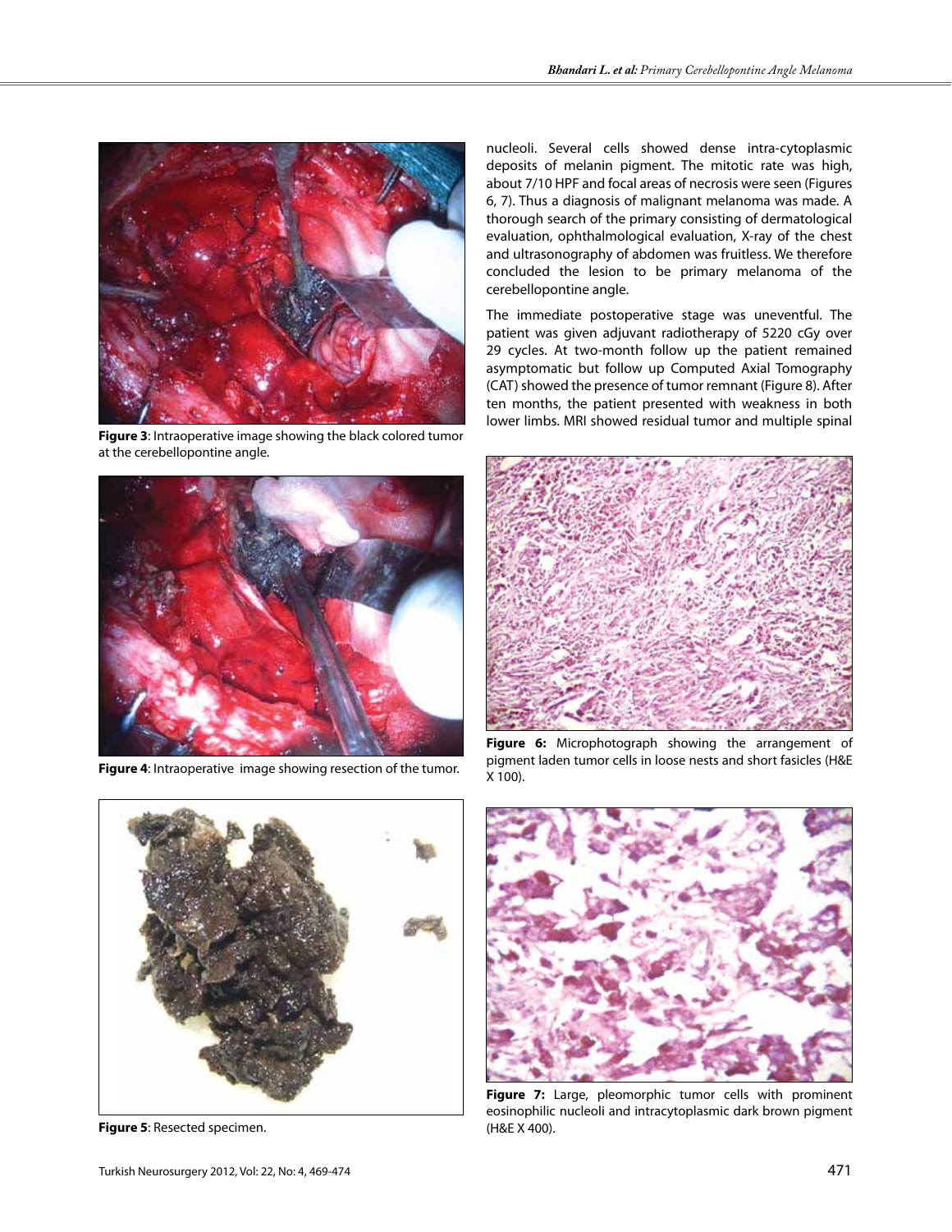**Figure 3**: Intraoperative image showing the black colored tumor at the cerebellopontine angle.

**Figure 4**: Intraoperative image showing resection of the tumor.

**Figure 5**: Resected specimen.

nucleoli. Several cells showed dense intra-cytoplasmic deposits of melanin pigment. The mitotic rate was high, about 7/10 HPF and focal areas of necrosis were seen (Figures 6, 7). Thus a diagnosis of malignant melanoma was made. A thorough search of the primary consisting of dermatological evaluation, ophthalmological evaluation, X-ray of the chest and ultrasonography of abdomen was fruitless. We therefore concluded the lesion to be primary melanoma of the cerebellopontine angle.

The immediate postoperative stage was uneventful. The patient was given adjuvant radiotherapy of 5220 cGy over 29 cycles. At two-month follow up the patient remained asymptomatic but follow up Computed Axial Tomography (CAT) showed the presence of tumor remnant (Figure 8). After ten months, the patient presented with weakness in both lower limbs. MRI showed residual tumor and multiple spinal

**Figure 6:** Microphotograph showing the arrangement of pigment laden tumor cells in loose nests and short fasicles (H&E X 100).

**Figure 7:** Large, pleomorphic tumor cells with prominent eosinophilic nucleoli and intracytoplasmic dark brown pigment (H&E X 400).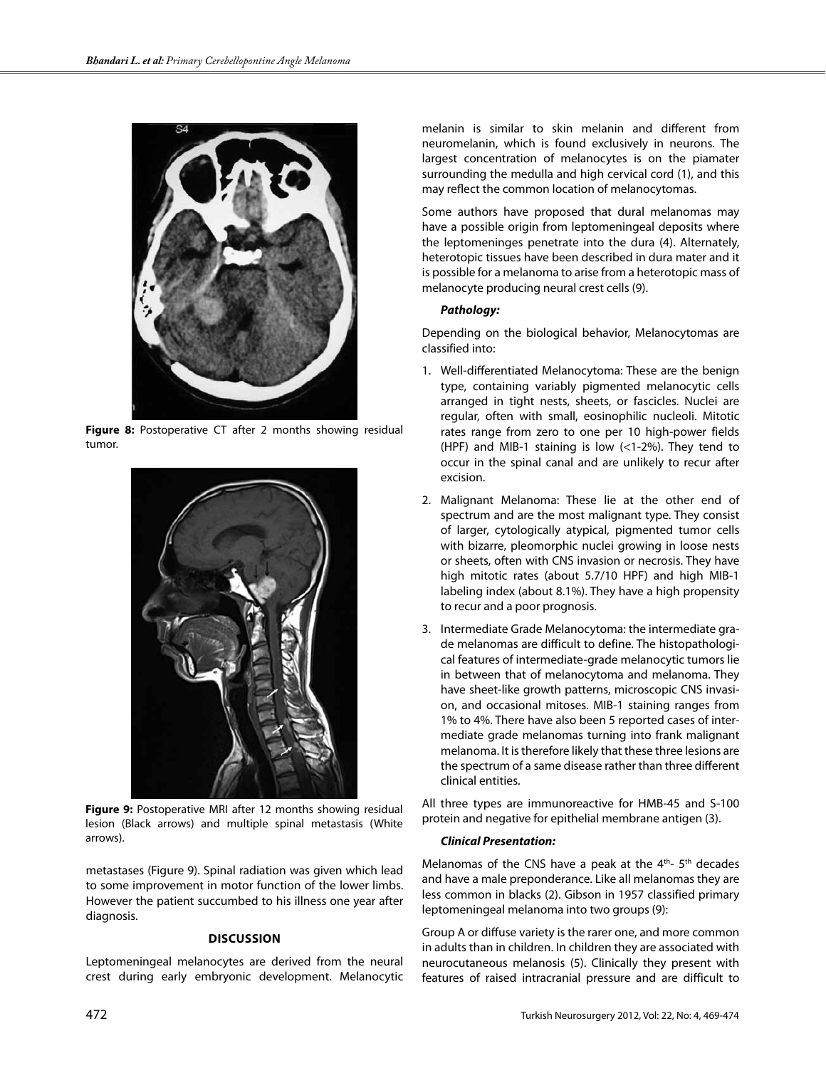**Figure 8:** Postoperative CT after 2 months showing residual tumor.

**Figure 9:** Postoperative MRI after 12 months showing residual lesion (Black arrows) and multiple spinal metastasis (White arrows).

metastases (Figure 9). Spinal radiation was given which lead to some improvement in motor function of the lower limbs. However the patient succumbed to his illness one year after diagnosis.

## DISCUSSION

Leptomeningeal melanocytes are derived from the neural crest during early embryonic development. Melanocytic melanin is similar to skin melanin and different from neuromelanin, which is found exclusively in neurons. The largest concentration of melanocytes is on the piamater surrounding the medulla and high cervical cord (1), and this may reflect the common location of melanocytomas.

Some authors have proposed that dural melanomas may have a possible origin from leptomeningeal deposits where the leptomeninges penetrate into the dura (4). Alternately, heterotopic tissues have been described in dura mater and it is possible for a melanoma to arise from a heterotopic mass of melanocyte producing neural crest cells (9).

### *Pathology:*

Depending on the biological behavior, Melanocytomas are classified into:

1. Well-differentiated Melanocytoma: These are the benign type, containing variably pigmented melanocytic cells arranged in tight nests, sheets, or fascicles. Nuclei are regular, often with small, eosinophilic nucleoli. Mitotic rates range from zero to one per 10 high-power fields (HPF) and MIB-1 staining is low (<1-2%). They tend to occur in the spinal canal and are unlikely to recur after excision.
2. Malignant Melanoma: These lie at the other end of spectrum and are the most malignant type. They consist of larger, cytologically atypical, pigmented tumor cells with bizarre, pleomorphic nuclei growing in loose nests or sheets, often with CNS invasion or necrosis. They have high mitotic rates (about 5.7/10 HPF) and high MIB-1 labeling index (about 8.1%). They have a high propensity to recur and a poor prognosis.
3. Intermediate Grade Melanocytoma: the intermediate grade melanomas are difficult to define. The histopathological features of intermediate-grade melanocytic tumors lie in between that of melanocytoma and melanoma. They have sheet-like growth patterns, microscopic CNS invasion, and occasional mitoses. MIB-1 staining ranges from 1% to 4%. There have also been 5 reported cases of intermediate grade melanomas turning into frank malignant melanoma. It is therefore likely that these three lesions are the spectrum of a same disease rather than three different clinical entities.

All three types are immunoreactive for HMB-45 and S-100 protein and negative for epithelial membrane antigen (3).

### *Clinical Presentation:*

Melanomas of the CNS have a peak at the 4th- 5th decades and have a male preponderance. Like all melanomas they are less common in blacks (2). Gibson in 1957 classified primary leptomeningeal melanoma into two groups (9):

Group A or diffuse variety is the rarer one, and more common in adults than in children. In children they are associated with neurocutaneous melanosis (5). Clinically they present with features of raised intracranial pressure and are difficult to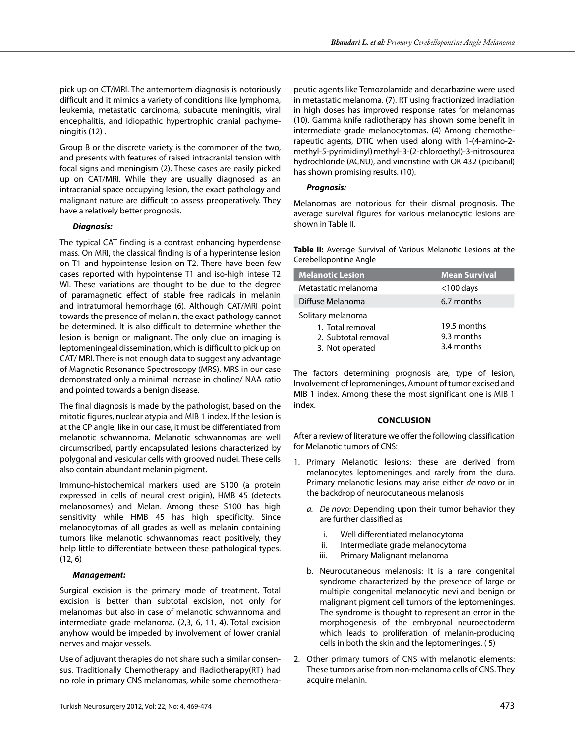pick up on CT/MRI. The antemortem diagnosis is notoriously difficult and it mimics a variety of conditions like lymphoma, leukemia, metastatic carcinoma, subacute meningitis, viral encephalitis, and idiopathic hypertrophic cranial pachymeningitis (12) .

Group B or the discrete variety is the commoner of the two, and presents with features of raised intracranial tension with focal signs and meningism (2). These cases are easily picked up on CAT/MRI. While they are usually diagnosed as an intracranial space occupying lesion, the exact pathology and malignant nature are difficult to assess preoperatively. They have a relatively better prognosis.

***Diagnosis:***

The typical CAT finding is a contrast enhancing hyperdense mass. On MRI, the classical finding is of a hyperintense lesion on T1 and hypointense lesion on T2. There have been few cases reported with hypointense T1 and iso-high intese T2 WI. These variations are thought to be due to the degree of paramagnetic effect of stable free radicals in melanin and intratumoral hemorrhage (6). Although CAT/MRI point towards the presence of melanin, the exact pathology cannot be determined. It is also difficult to determine whether the lesion is benign or malignant. The only clue on imaging is leptomeningeal dissemination, which is difficult to pick up on CAT/ MRI. There is not enough data to suggest any advantage of Magnetic Resonance Spectroscopy (MRS). MRS in our case demonstrated only a minimal increase in choline/ NAA ratio and pointed towards a benign disease.

The final diagnosis is made by the pathologist, based on the mitotic figures, nuclear atypia and MIB 1 index. If the lesion is at the CP angle, like in our case, it must be differentiated from melanotic schwannoma. Melanotic schwannomas are well circumscribed, partly encapsulated lesions characterized by polygonal and vesicular cells with grooved nuclei. These cells also contain abundant melanin pigment.

Immuno-histochemical markers used are S100 (a protein expressed in cells of neural crest origin), HMB 45 (detects melanosomes) and Melan. Among these S100 has high sensitivity while HMB 45 has high specificity. Since melanocytomas of all grades as well as melanin containing tumors like melanotic schwannomas react positively, they help little to differentiate between these pathological types. (12, 6)

***Management:***

Surgical excision is the primary mode of treatment. Total excision is better than subtotal excision, not only for melanomas but also in case of melanotic schwannoma and intermediate grade melanoma. (2,3, 6, 11, 4). Total excision anyhow would be impeded by involvement of lower cranial nerves and major vessels.

Use of adjuvant therapies do not share such a similar consensus. Traditionally Chemotherapy and Radiotherapy(RT) had no role in primary CNS melanomas, while some chemotherapeutic agents like Temozolamide and decarbazine were used in metastatic melanoma. (7). RT using fractionized irradiation in high doses has improved response rates for melanomas (10). Gamma knife radiotherapy has shown some benefit in intermediate grade melanocytomas. (4) Among chemotherapeutic agents, DTIC when used along with 1-(4-amino-2-methyl-5-pyrimidinyl) methyl- 3-(2-chloroethyl)-3-nitrosourea hydrochloride (ACNU), and vincristine with OK 432 (picibanil) has shown promising results. (10).

***Prognosis:***

Melanomas are notorious for their dismal prognosis. The average survival figures for various melanocytic lesions are shown in Table II.

**Table II:** Average Survival of Various Melanotic Lesions at the Cerebellopontine Angle

| Melanotic Lesion | Mean Survival |
|---|---|
| Metastatic melanoma | <100 days |
| Diffuse Melanoma | 6.7 months |
| Solitary melanoma | |
| 1. Total removal | 19.5 months |
| 2. Subtotal removal | 9.3 months |
| 3. Not operated | 3.4 months |

The factors determining prognosis are, type of lesion, Involvement of lepromeninges, Amount of tumor excised and MIB 1 index. Among these the most significant one is MIB 1 index.

## CONCLUSION

After a review of literature we offer the following classification for Melanotic tumors of CNS:

1. Primary Melanotic lesions: these are derived from melanocytes leptomeninges and rarely from the dura. Primary melanotic lesions may arise either *de novo* or in the backdrop of neurocutaneous melanosis
   a. *De novo*: Depending upon their tumor behavior they are further classified as
      i. Well differentiated melanocytoma
      ii. Intermediate grade melanocytoma
      iii. Primary Malignant melanoma
   b. Neurocutaneous melanosis: It is a rare congenital syndrome characterized by the presence of large or multiple congenital melanocytic nevi and benign or malignant pigment cell tumors of the leptomeninges. The syndrome is thought to represent an error in the morphogenesis of the embryonal neuroectoderm which leads to proliferation of melanin-producing cells in both the skin and the leptomeninges. ( 5)
2. Other primary tumors of CNS with melanotic elements: These tumors arise from non-melanoma cells of CNS. They acquire melanin.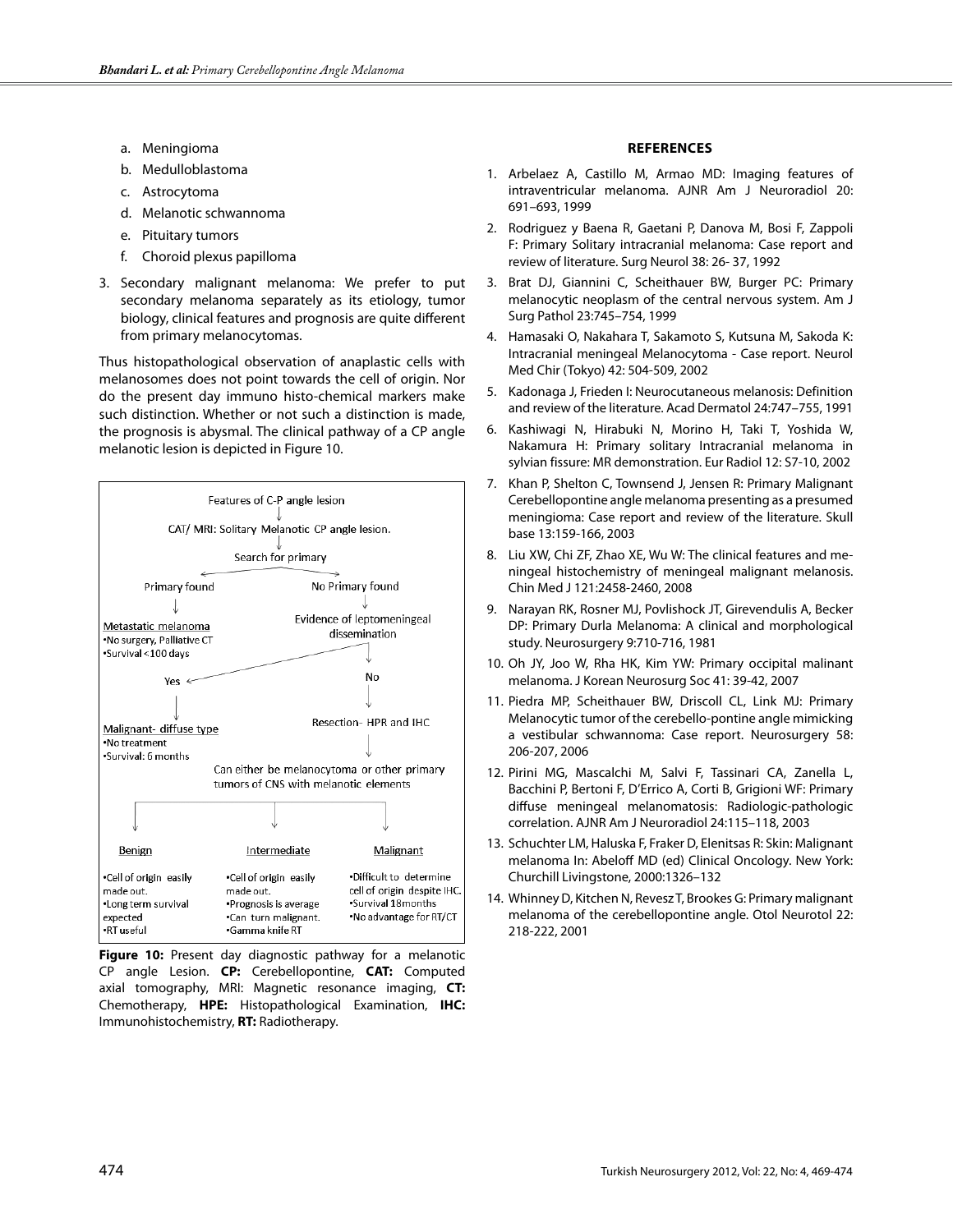a. Meningioma
   b. Medulloblastoma
   c. Astrocytoma
   d. Melanotic schwannoma
   e. Pituitary tumors
   f. Choroid plexus papilloma

3. Secondary malignant melanoma: We prefer to put secondary melanoma separately as its etiology, tumor biology, clinical features and prognosis are quite different from primary melanocytomas.

Thus histopathological observation of anaplastic cells with melanosomes does not point towards the cell of origin. Nor do the present day immuno histo-chemical markers make such distinction. Whether or not such a distinction is made, the prognosis is abysmal. The clinical pathway of a CP angle melanotic lesion is depicted in Figure 10.

Features of C-P angle lesion

CAT/ MRI: Solitary Melanotic CP angle lesion.

Search for primary

Primary found

No Primary found

Metastatic melanoma
•No surgery, Palliative CT
•Survival <100 days

Evidence of leptomeningeal dissemination

Yes

No

Malignant- diffuse type
•No treatment
•Survival: 6 months

Resection- HPR and IHC

Can either be melanocytoma or other primary tumors of CNS with melanotic elements

Benign
•Cell of origin easily made out.
•Long term survival expected
•RT useful

Intermediate
•Cell of origin easily made out.
•Prognosis is average
•Can turn malignant.
•Gamma knife RT

Malignant
•Difficult to determine cell of origin despite IHC.
•Survival 18months
•No advantage for RT/CT

**Figure 10:** Present day diagnostic pathway for a melanotic CP angle Lesion. **CP:** Cerebellopontine, **CAT:** Computed axial tomography, MRI: Magnetic resonance imaging, **CT:** Chemotherapy, **HPE:** Histopathological Examination, **IHC:** Immunohistochemistry, **RT:** Radiotherapy.

## REFERENCES

1. Arbelaez A, Castillo M, Armao MD: Imaging features of intraventricular melanoma. AJNR Am J Neuroradiol 20: 691–693, 1999
2. Rodriguez y Baena R, Gaetani P, Danova M, Bosi F, Zappoli F: Primary Solitary intracranial melanoma: Case report and review of literature. Surg Neurol 38: 26- 37, 1992
3. Brat DJ, Giannini C, Scheithauer BW, Burger PC: Primary melanocytic neoplasm of the central nervous system. Am J Surg Pathol 23:745–754, 1999
4. Hamasaki O, Nakahara T, Sakamoto S, Kutsuna M, Sakoda K: Intracranial meningeal Melanocytoma - Case report. Neurol Med Chir (Tokyo) 42: 504-509, 2002
5. Kadonaga J, Frieden I: Neurocutaneous melanosis: Definition and review of the literature. Acad Dermatol 24:747–755, 1991
6. Kashiwagi N, Hirabuki N, Morino H, Taki T, Yoshida W, Nakamura H: Primary solitary Intracranial melanoma in sylvian fissure: MR demonstration. Eur Radiol 12: S7-10, 2002
7. Khan P, Shelton C, Townsend J, Jensen R: Primary Malignant Cerebellopontine angle melanoma presenting as a presumed meningioma: Case report and review of the literature. Skull base 13:159-166, 2003
8. Liu XW, Chi ZF, Zhao XE, Wu W: The clinical features and meningeal histochemistry of meningeal malignant melanosis. Chin Med J 121:2458-2460, 2008
9. Narayan RK, Rosner MJ, Povlishock JT, Girevendulis A, Becker DP: Primary Durla Melanoma: A clinical and morphological study. Neurosurgery 9:710-716, 1981
10. Oh JY, Joo W, Rha HK, Kim YW: Primary occipital malinant melanoma. J Korean Neurosurg Soc 41: 39-42, 2007
11. Piedra MP, Scheithauer BW, Driscoll CL, Link MJ: Primary Melanocytic tumor of the cerebello-pontine angle mimicking a vestibular schwannoma: Case report. Neurosurgery 58: 206-207, 2006
12. Pirini MG, Mascalchi M, Salvi F, Tassinari CA, Zanella L, Bacchini P, Bertoni F, D'Errico A, Corti B, Grigioni WF: Primary diffuse meningeal melanomatosis: Radiologic-pathologic correlation. AJNR Am J Neuroradiol 24:115–118, 2003
13. Schuchter LM, Haluska F, Fraker D, Elenitsas R: Skin: Malignant melanoma In: Abeloff MD (ed) Clinical Oncology. New York: Churchill Livingstone, 2000:1326–132
14. Whinney D, Kitchen N, Revesz T, Brookes G: Primary malignant melanoma of the cerebellopontine angle. Otol Neurotol 22: 218-222, 2001